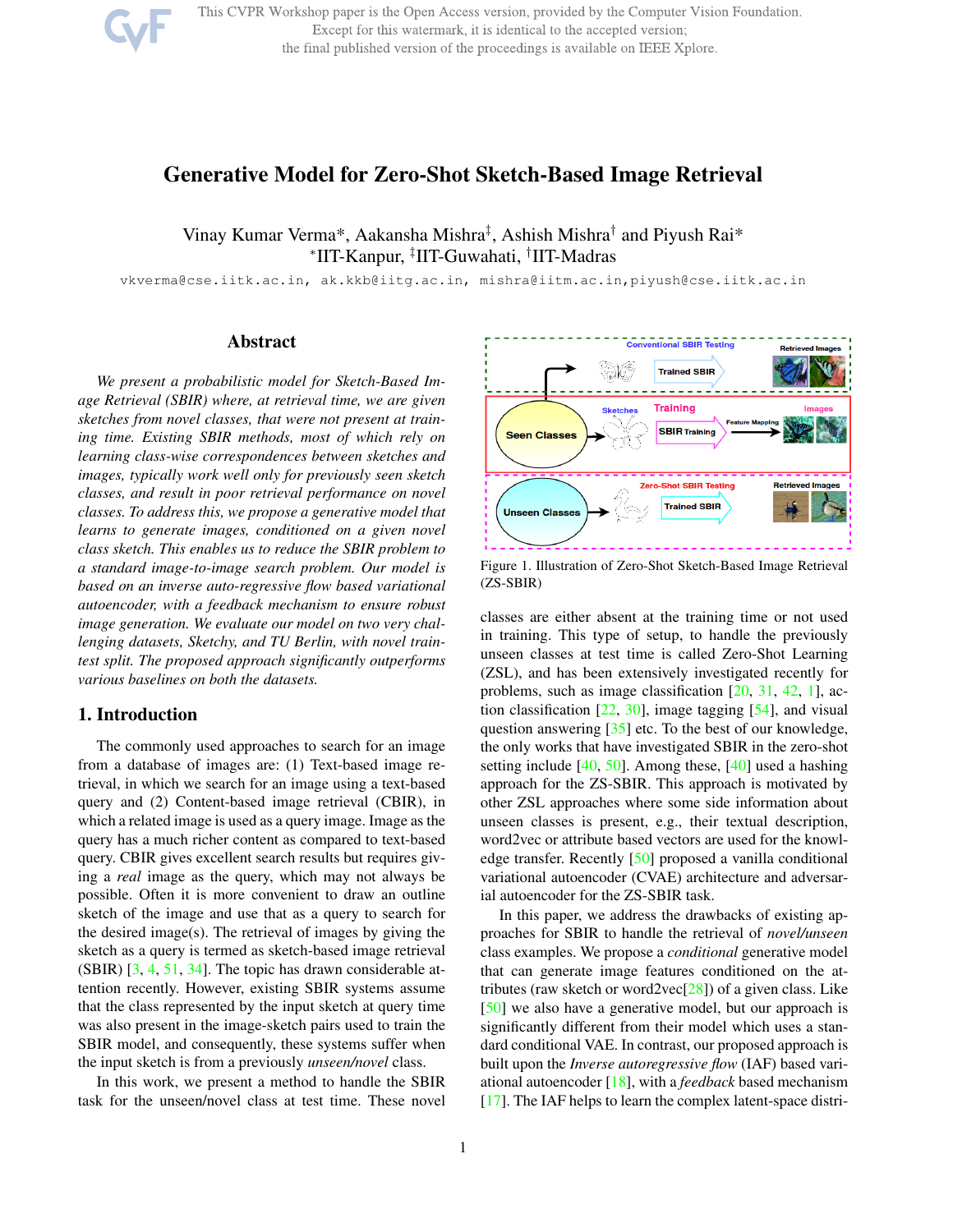# Generative Model for Zero-Shot Sketch-Based Image Retrieval

Vinay Kumar Verma*, Aakansha Mishra‡, Ashish Mishra† and Piyush Rai*
*IIT-Kanpur, ‡IIT-Guwahati, †IIT-Madras

vkverma@cse.iitk.ac.in, ak.kkb@iitg.ac.in, mishra@iitm.ac.in, piyush@cse.iitk.ac.in

## Abstract

*We present a probabilistic model for Sketch-Based Image Retrieval (SBIR) where, at retrieval time, we are given sketches from novel classes, that were not present at training time. Existing SBIR methods, most of which rely on learning class-wise correspondences between sketches and images, typically work well only for previously seen sketch classes, and result in poor retrieval performance on novel classes. To address this, we propose a generative model that learns to generate images, conditioned on a given novel class sketch. This enables us to reduce the SBIR problem to a standard image-to-image search problem. Our model is based on an inverse auto-regressive flow based variational autoencoder, with a feedback mechanism to ensure robust image generation. We evaluate our model on two very challenging datasets, Sketchy, and TU Berlin, with novel train-test split. The proposed approach significantly outperforms various baselines on both the datasets.*

## 1. Introduction

The commonly used approaches to search for an image from a database of images are: (1) Text-based image retrieval, in which we search for an image using a text-based query and (2) Content-based image retrieval (CBIR), in which a related image is used as a query image. Image as the query has a much richer content as compared to text-based query. CBIR gives excellent search results but requires giving a *real* image as the query, which may not always be possible. Often it is more convenient to draw an outline sketch of the image and use that as a query to search for the desired image(s). The retrieval of images by giving the sketch as a query is termed as sketch-based image retrieval (SBIR) [3, 4, 51, 34]. The topic has drawn considerable attention recently. However, existing SBIR systems assume that the class represented by the input sketch at query time was also present in the image-sketch pairs used to train the SBIR model, and consequently, these systems suffer when the input sketch is from a previously *unseen/novel* class.

In this work, we present a method to handle the SBIR task for the unseen/novel class at test time. These novel classes are either absent at the training time or not used in training. This type of setup, to handle the previously unseen classes at test time is called Zero-Shot Learning (ZSL), and has been extensively investigated recently for problems, such as image classification [20, 31, 42, 1], action classification [22, 30], image tagging [54], and visual question answering [35] etc. To the best of our knowledge, the only works that have investigated SBIR in the zero-shot setting include [40, 50]. Among these, [40] used a hashing approach for the ZS-SBIR. This approach is motivated by other ZSL approaches where some side information about unseen classes is present, e.g., their textual description, word2vec or attribute based vectors are used for the knowledge transfer. Recently [50] proposed a vanilla conditional variational autoencoder (CVAE) architecture and adversarial autoencoder for the ZS-SBIR task.

In this paper, we address the drawbacks of existing approaches for SBIR to handle the retrieval of *novel/unseen* class examples. We propose a *conditional* generative model that can generate image features conditioned on the attributes (raw sketch or word2vec[28]) of a given class. Like [50] we also have a generative model, but our approach is significantly different from their model which uses a standard conditional VAE. In contrast, our proposed approach is built upon the *Inverse autoregressive flow* (IAF) based variational autoencoder [18], with a *feedback* based mechanism [17]. The IAF helps to learn the complex latent-space distri-

Figure 1. Illustration of Zero-Shot Sketch-Based Image Retrieval (ZS-SBIR)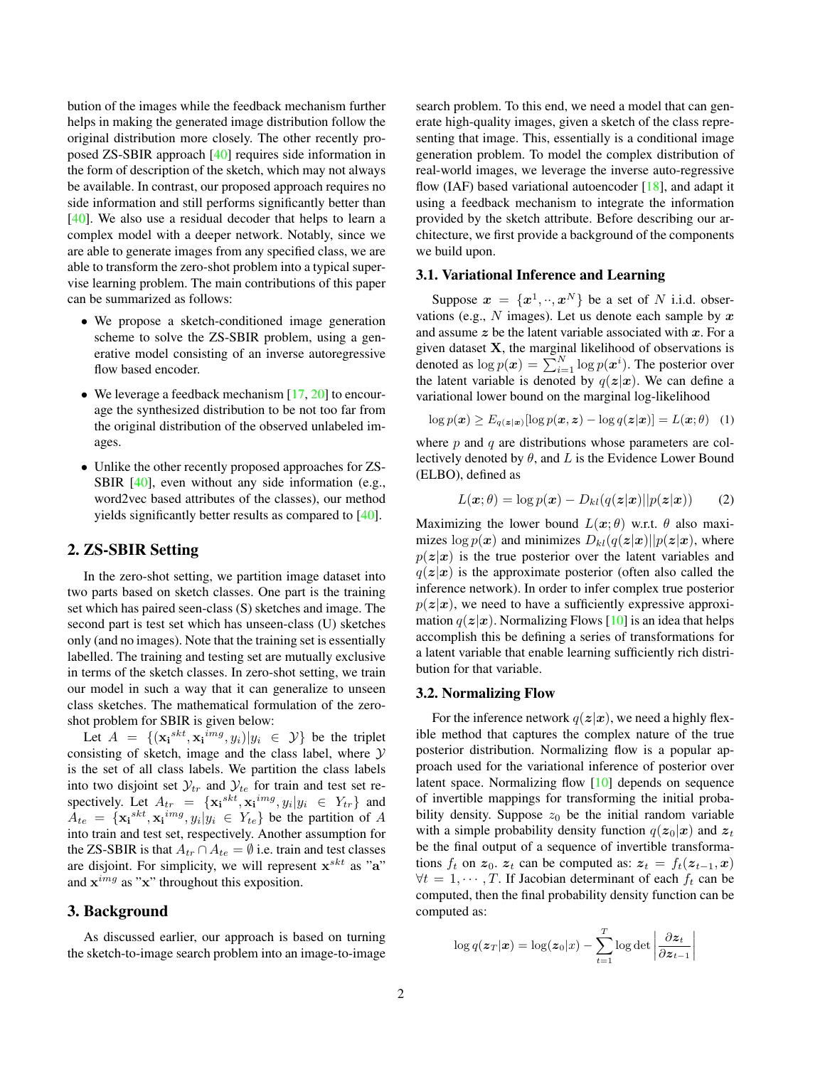bution of the images while the feedback mechanism further helps in making the generated image distribution follow the original distribution more closely. The other recently proposed ZS-SBIR approach [40] requires side information in the form of description of the sketch, which may not always be available. In contrast, our proposed approach requires no side information and still performs significantly better than [40]. We also use a residual decoder that helps to learn a complex model with a deeper network. Notably, since we are able to generate images from any specified class, we are able to transform the zero-shot problem into a typical supervise learning problem. The main contributions of this paper can be summarized as follows:

- We propose a sketch-conditioned image generation scheme to solve the ZS-SBIR problem, using a generative model consisting of an inverse autoregressive flow based encoder.
- We leverage a feedback mechanism [17, 20] to encourage the synthesized distribution to be not too far from the original distribution of the observed unlabeled images.
- Unlike the other recently proposed approaches for ZS-SBIR [40], even without any side information (e.g., word2vec based attributes of the classes), our method yields significantly better results as compared to [40].

## 2. ZS-SBIR Setting

In the zero-shot setting, we partition image dataset into two parts based on sketch classes. One part is the training set which has paired seen-class (S) sketches and image. The second part is test set which has unseen-class (U) sketches only (and no images). Note that the training set is essentially labelled. The training and testing set are mutually exclusive in terms of the sketch classes. In zero-shot setting, we train our model in such a way that it can generalize to unseen class sketches. The mathematical formulation of the zero-shot problem for SBIR is given below:

Let $A = \{(\mathbf{x_i}^{skt}, \mathbf{x_i}^{img}, y_i) | y_i \in \mathcal{Y}\}$ be the triplet consisting of sketch, image and the class label, where $\mathcal{Y}$ is the set of all class labels. We partition the class labels into two disjoint set $\mathcal{Y}_{tr}$ and $\mathcal{Y}_{te}$ for train and test set respectively. Let $A_{tr} = \{\mathbf{x_i}^{skt}, \mathbf{x_i}^{img}, y_i | y_i \in Y_{tr}\}$ and $A_{te} = \{\mathbf{x_i}^{skt}, \mathbf{x_i}^{img}, y_i | y_i \in Y_{te}\}$ be the partition of $A$ into train and test set, respectively. Another assumption for the ZS-SBIR is that $A_{tr} \cap A_{te} = \emptyset$ i.e. train and test classes are disjoint. For simplicity, we will represent $\mathbf{x}^{skt}$ as "$\mathbf{a}$" and $\mathbf{x}^{img}$ as "$\mathbf{x}$" throughout this exposition.

## 3. Background

As discussed earlier, our approach is based on turning the sketch-to-image search problem into an image-to-image search problem. To this end, we need a model that can generate high-quality images, given a sketch of the class representing that image. This, essentially is a conditional image generation problem. To model the complex distribution of real-world images, we leverage the inverse auto-regressive flow (IAF) based variational autoencoder [18], and adapt it using a feedback mechanism to integrate the information provided by the sketch attribute. Before describing our architecture, we first provide a background of the components we build upon.

### 3.1. Variational Inference and Learning

Suppose $\boldsymbol{x} = \{\boldsymbol{x}^1, \cdot\cdot, \boldsymbol{x}^N\}$ be a set of $N$ i.i.d. observations (e.g., $N$ images). Let us denote each sample by $\boldsymbol{x}$ and assume $\boldsymbol{z}$ be the latent variable associated with $\boldsymbol{x}$. For a given dataset $\mathbf{X}$, the marginal likelihood of observations is denoted as $\log p(\boldsymbol{x}) = \sum_{i=1}^{N} \log p(\boldsymbol{x}^i)$. The posterior over the latent variable is denoted by $q(\boldsymbol{z}|\boldsymbol{x})$. We can define a variational lower bound on the marginal log-likelihood

$$\log p(\boldsymbol{x}) \geq E_{q(\boldsymbol{z}|\boldsymbol{x})}[\log p(\boldsymbol{x}, \boldsymbol{z}) - \log q(\boldsymbol{z}|\boldsymbol{x})] = L(\boldsymbol{x}; \theta) \quad (1)$$

where $p$ and $q$ are distributions whose parameters are collectively denoted by $\theta$, and $L$ is the Evidence Lower Bound (ELBO), defined as

$$L(\boldsymbol{x}; \theta) = \log p(\boldsymbol{x}) - D_{kl}(q(\boldsymbol{z}|\boldsymbol{x})||p(\boldsymbol{z}|\boldsymbol{x})) \quad (2)$$

Maximizing the lower bound $L(\boldsymbol{x}; \theta)$ w.r.t. $\theta$ also maximizes $\log p(\boldsymbol{x})$ and minimizes $D_{kl}(q(\boldsymbol{z}|\boldsymbol{x})||p(\boldsymbol{z}|\boldsymbol{x})$, where $p(\boldsymbol{z}|\boldsymbol{x})$ is the true posterior over the latent variables and $q(\boldsymbol{z}|\boldsymbol{x})$ is the approximate posterior (often also called the inference network). In order to infer complex true posterior $p(\boldsymbol{z}|\boldsymbol{x})$, we need to have a sufficiently expressive approximation $q(\boldsymbol{z}|\boldsymbol{x})$. Normalizing Flows [10] is an idea that helps accomplish this be defining a series of transformations for a latent variable that enable learning sufficiently rich distribution for that variable.

### 3.2. Normalizing Flow

For the inference network $q(\boldsymbol{z}|\boldsymbol{x})$, we need a highly flexible method that captures the complex nature of the true posterior distribution. Normalizing flow is a popular approach used for the variational inference of posterior over latent space. Normalizing flow [10] depends on sequence of invertible mappings for transforming the initial probability density. Suppose $z_0$ be the initial random variable with a simple probability density function $q(\boldsymbol{z}_0|\boldsymbol{x})$ and $\boldsymbol{z}_t$ be the final output of a sequence of invertible transformations $f_t$ on $\boldsymbol{z}_0$. $\boldsymbol{z}_t$ can be computed as: $\boldsymbol{z}_t = f_t(\boldsymbol{z}_{t-1}, \boldsymbol{x})$ $\forall t = 1, \cdots, T$. If Jacobian determinant of each $f_t$ can be computed, then the final probability density function can be computed as:

$$\log q(\boldsymbol{z}_T|\boldsymbol{x}) = \log(\boldsymbol{z}_0|x) - \sum_{t=1}^{T} \log \det \left| \frac{\partial \boldsymbol{z}_t}{\partial \boldsymbol{z}_{t-1}} \right|$$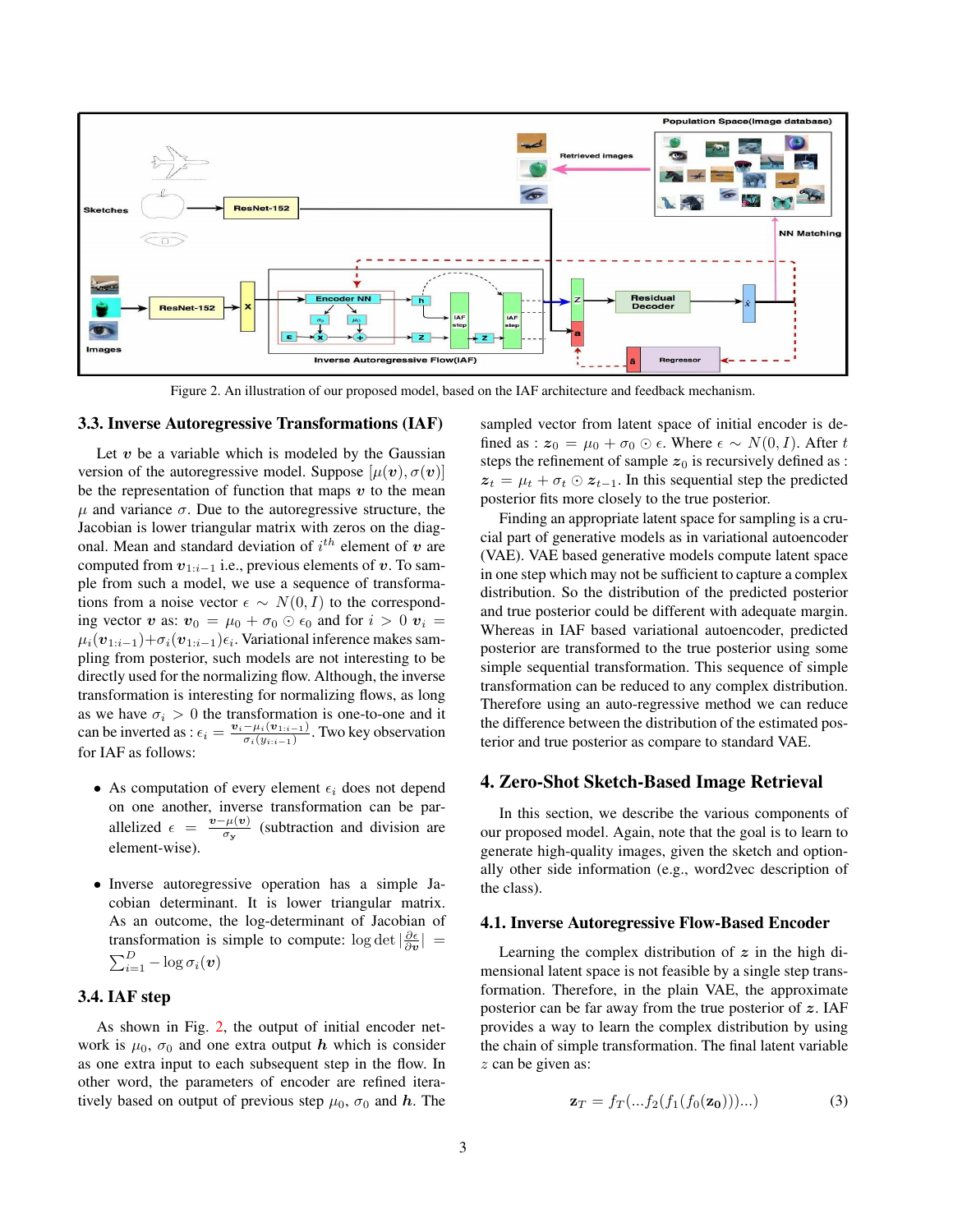Figure 2. An illustration of our proposed model, based on the IAF architecture and feedback mechanism.

### 3.3. Inverse Autoregressive Transformations (IAF)

Let $\boldsymbol{v}$ be a variable which is modeled by the Gaussian version of the autoregressive model. Suppose $[\mu(\boldsymbol{v}), \sigma(\boldsymbol{v})]$ be the representation of function that maps $\boldsymbol{v}$ to the mean $\mu$ and variance $\sigma$. Due to the autoregressive structure, the Jacobian is lower triangular matrix with zeros on the diagonal. Mean and standard deviation of $i^{th}$ element of $\boldsymbol{v}$ are computed from $\boldsymbol{v}_{1:i-1}$ i.e., previous elements of $\boldsymbol{v}$. To sample from such a model, we use a sequence of transformations from a noise vector $\epsilon \sim N(0, I)$ to the corresponding vector $\boldsymbol{v}$ as: $\boldsymbol{v}_0 = \mu_0 + \sigma_0 \odot \epsilon_0$ and for $i > 0$ $\boldsymbol{v}_i = \mu_i(\boldsymbol{v}_{1:i-1}) + \sigma_i(\boldsymbol{v}_{1:i-1})\epsilon_i$. Variational inference makes sampling from posterior, such models are not interesting to be directly used for the normalizing flow. Although, the inverse transformation is interesting for normalizing flows, as long as we have $\sigma_i > 0$ the transformation is one-to-one and it can be inverted as : $\epsilon_i = \frac{\boldsymbol{v}_i - \mu_i(\boldsymbol{v}_{1:i-1})}{\sigma_i(y_{1:i-1})}$. Two key observation for IAF as follows:

- As computation of every element $\epsilon_i$ does not depend on one another, inverse transformation can be parallelized $\epsilon = \frac{\boldsymbol{v} - \mu(\boldsymbol{v})}{\sigma_{\boldsymbol{y}}}$ (subtraction and division are element-wise).
- Inverse autoregressive operation has a simple Jacobian determinant. It is lower triangular matrix. As an outcome, the log-determinant of Jacobian of transformation is simple to compute: $\log \det |\frac{\partial \epsilon}{\partial \boldsymbol{v}}| = \sum_{i=1}^{D} -\log \sigma_i(\boldsymbol{v})$

### 3.4. IAF step

As shown in Fig. 2, the output of initial encoder network is $\mu_0$, $\sigma_0$ and one extra output $\boldsymbol{h}$ which is consider as one extra input to each subsequent step in the flow. In other word, the parameters of encoder are refined iteratively based on output of previous step $\mu_0$, $\sigma_0$ and $\boldsymbol{h}$. The sampled vector from latent space of initial encoder is defined as : $\boldsymbol{z}_0 = \mu_0 + \sigma_0 \odot \epsilon$. Where $\epsilon \sim N(0, I)$. After $t$ steps the refinement of sample $\boldsymbol{z}_0$ is recursively defined as : $\boldsymbol{z}_t = \mu_t + \sigma_t \odot \boldsymbol{z}_{t-1}$. In this sequential step the predicted posterior fits more closely to the true posterior.

Finding an appropriate latent space for sampling is a crucial part of generative models as in variational autoencoder (VAE). VAE based generative models compute latent space in one step which may not be sufficient to capture a complex distribution. So the distribution of the predicted posterior and true posterior could be different with adequate margin. Whereas in IAF based variational autoencoder, predicted posterior are transformed to the true posterior using some simple sequential transformation. This sequence of simple transformation can be reduced to any complex distribution. Therefore using an auto-regressive method we can reduce the difference between the distribution of the estimated posterior and true posterior as compare to standard VAE.

## 4. Zero-Shot Sketch-Based Image Retrieval

In this section, we describe the various components of our proposed model. Again, note that the goal is to learn to generate high-quality images, given the sketch and optionally other side information (e.g., word2vec description of the class).

### 4.1. Inverse Autoregressive Flow-Based Encoder

Learning the complex distribution of $\boldsymbol{z}$ in the high dimensional latent space is not feasible by a single step transformation. Therefore, in the plain VAE, the approximate posterior can be far away from the true posterior of $\boldsymbol{z}$. IAF provides a way to learn the complex distribution by using the chain of simple transformation. The final latent variable $z$ can be given as:

$$\mathbf{z}_T = f_T(...f_2(f_1(f_0(\mathbf{z_0})))...) \tag{3}$$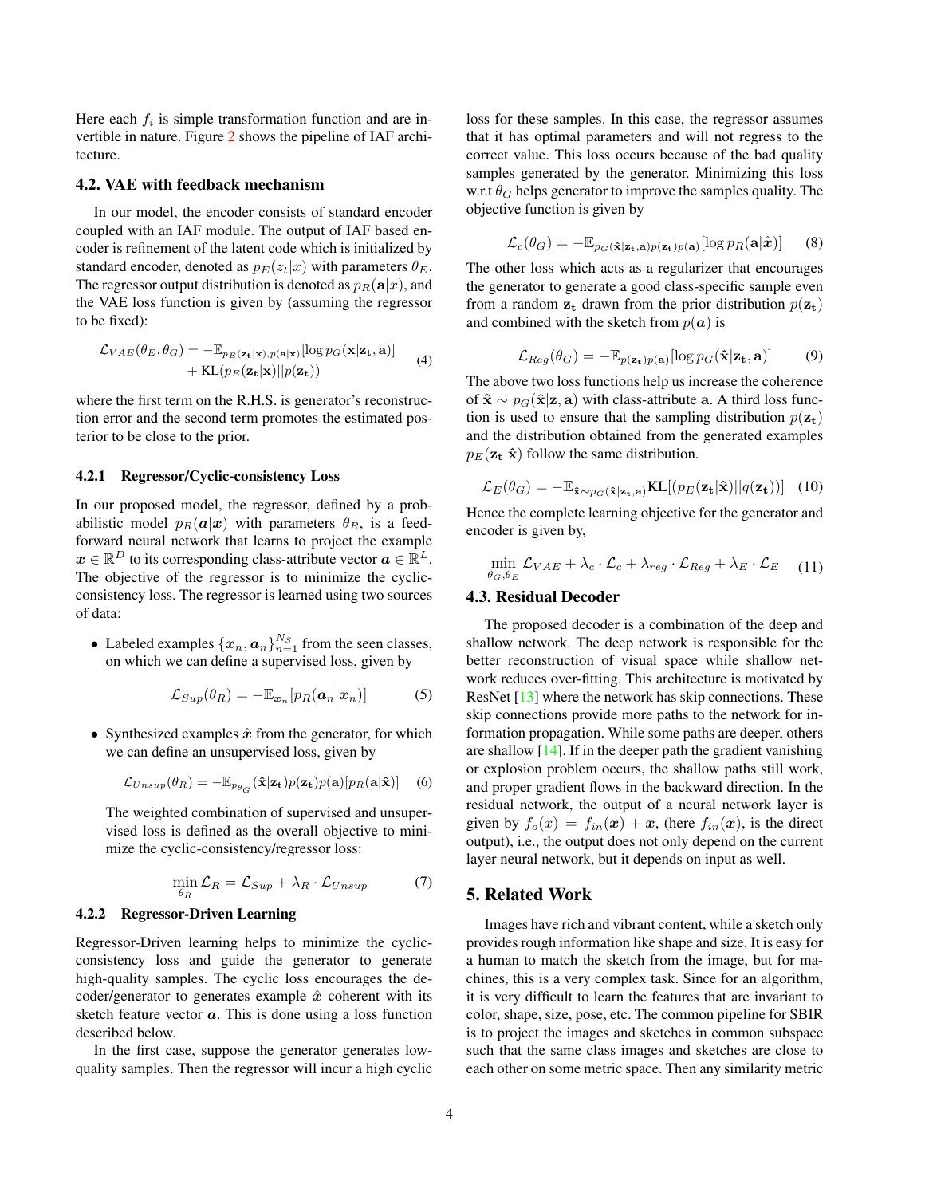Here each $f_i$ is simple transformation function and are invertible in nature. Figure 2 shows the pipeline of IAF architecture.

## 4.2. VAE with feedback mechanism

In our model, the encoder consists of standard encoder coupled with an IAF module. The output of IAF based encoder is refinement of the latent code which is initialized by standard encoder, denoted as $p_E(z_t|x)$ with parameters $\theta_E$. The regressor output distribution is denoted as $p_R(\mathbf{a}|x)$, and the VAE loss function is given by (assuming the regressor to be fixed):

$$\begin{aligned}\mathcal{L}_{VAE}(\theta_E, \theta_G) = -\mathbb{E}_{p_E(\mathbf{z_t}|\mathbf{x}), p(\mathbf{a}|\mathbf{x})}[\log p_G(\mathbf{x}|\mathbf{z_t}, \mathbf{a})] \\ + \mathrm{KL}(p_E(\mathbf{z_t}|\mathbf{x})||p(\mathbf{z_t}))\end{aligned} \tag{4}$$

where the first term on the R.H.S. is generator's reconstruction error and the second term promotes the estimated posterior to be close to the prior.

### 4.2.1 Regressor/Cyclic-consistency Loss

In our proposed model, the regressor, defined by a probabilistic model $p_R(\boldsymbol{a}|\boldsymbol{x})$ with parameters $\theta_R$, is a feed-forward neural network that learns to project the example $\boldsymbol{x} \in \mathbb{R}^D$ to its corresponding class-attribute vector $\boldsymbol{a} \in \mathbb{R}^L$. The objective of the regressor is to minimize the cyclic-consistency loss. The regressor is learned using two sources of data:

- Labeled examples $\{\boldsymbol{x}_n, \boldsymbol{a}_n\}_{n=1}^{N_S}$ from the seen classes, on which we can define a supervised loss, given by

$$\mathcal{L}_{Sup}(\theta_R) = -\mathbb{E}_{\boldsymbol{x}_n}[p_R(\boldsymbol{a}_n|\boldsymbol{x}_n)] \tag{5}$$

- Synthesized examples $\hat{\boldsymbol{x}}$ from the generator, for which we can define an unsupervised loss, given by

$$\mathcal{L}_{Unsup}(\theta_R) = -\mathbb{E}_{p_{\theta_G}}(\hat{\mathbf{x}}|\mathbf{z_t})p(\mathbf{z_t})p(\mathbf{a})[p_R(\mathbf{a}|\hat{\mathbf{x}})] \tag{6}$$

The weighted combination of supervised and unsupervised loss is defined as the overall objective to minimize the cyclic-consistency/regressor loss:

$$\min_{\theta_R} \mathcal{L}_R = \mathcal{L}_{Sup} + \lambda_R \cdot \mathcal{L}_{Unsup} \tag{7}$$

### 4.2.2 Regressor-Driven Learning

Regressor-Driven learning helps to minimize the cyclic-consistency loss and guide the generator to generate high-quality samples. The cyclic loss encourages the decoder/generator to generates example $\hat{\boldsymbol{x}}$ coherent with its sketch feature vector $\boldsymbol{a}$. This is done using a loss function described below.

In the first case, suppose the generator generates low-quality samples. Then the regressor will incur a high cyclic loss for these samples. In this case, the regressor assumes that it has optimal parameters and will not regress to the correct value. This loss occurs because of the bad quality samples generated by the generator. Minimizing this loss w.r.t $\theta_G$ helps generator to improve the samples quality. The objective function is given by

$$\mathcal{L}_c(\theta_G) = -\mathbb{E}_{p_G(\hat{\mathbf{x}}|\mathbf{z_t}, \mathbf{a})p(\mathbf{z_t})p(\mathbf{a})}[\log p_R(\mathbf{a}|\hat{\boldsymbol{x}})] \tag{8}$$

The other loss which acts as a regularizer that encourages the generator to generate a good class-specific sample even from a random $\mathbf{z_t}$ drawn from the prior distribution $p(\mathbf{z_t})$ and combined with the sketch from $p(\boldsymbol{a})$ is

$$\mathcal{L}_{Reg}(\theta_G) = -\mathbb{E}_{p(\mathbf{z_t})p(\mathbf{a})}[\log p_G(\hat{\mathbf{x}}|\mathbf{z_t}, \mathbf{a})] \tag{9}$$

The above two loss functions help us increase the coherence of $\hat{\mathbf{x}} \sim p_G(\hat{\mathbf{x}}|\mathbf{z}, \mathbf{a})$ with class-attribute $\mathbf{a}$. A third loss function is used to ensure that the sampling distribution $p(\mathbf{z_t})$ and the distribution obtained from the generated examples $p_E(\mathbf{z_t}|\hat{\mathbf{x}})$ follow the same distribution.

$$\mathcal{L}_E(\theta_G) = -\mathbb{E}_{\hat{\mathbf{x}} \sim p_G(\hat{\mathbf{x}}|\mathbf{z_t}, \mathbf{a})}\mathrm{KL}[(p_E(\mathbf{z_t}|\hat{\mathbf{x}})||q(\mathbf{z_t}))] \tag{10}$$

Hence the complete learning objective for the generator and encoder is given by,

$$\min_{\theta_G, \theta_E} \mathcal{L}_{VAE} + \lambda_c \cdot \mathcal{L}_c + \lambda_{reg} \cdot \mathcal{L}_{Reg} + \lambda_E \cdot \mathcal{L}_E \tag{11}$$

## 4.3. Residual Decoder

The proposed decoder is a combination of the deep and shallow network. The deep network is responsible for the better reconstruction of visual space while shallow network reduces over-fitting. This architecture is motivated by ResNet [13] where the network has skip connections. These skip connections provide more paths to the network for information propagation. While some paths are deeper, others are shallow [14]. If in the deeper path the gradient vanishing or explosion problem occurs, the shallow paths still work, and proper gradient flows in the backward direction. In the residual network, the output of a neural network layer is given by $f_o(x) = f_{in}(\boldsymbol{x}) + \boldsymbol{x}$, (here $f_{in}(\boldsymbol{x})$, is the direct output), i.e., the output does not only depend on the current layer neural network, but it depends on input as well.

# 5. Related Work

Images have rich and vibrant content, while a sketch only provides rough information like shape and size. It is easy for a human to match the sketch from the image, but for machines, this is a very complex task. Since for an algorithm, it is very difficult to learn the features that are invariant to color, shape, size, pose, etc. The common pipeline for SBIR is to project the images and sketches in common subspace such that the same class images and sketches are close to each other on some metric space. Then any similarity metric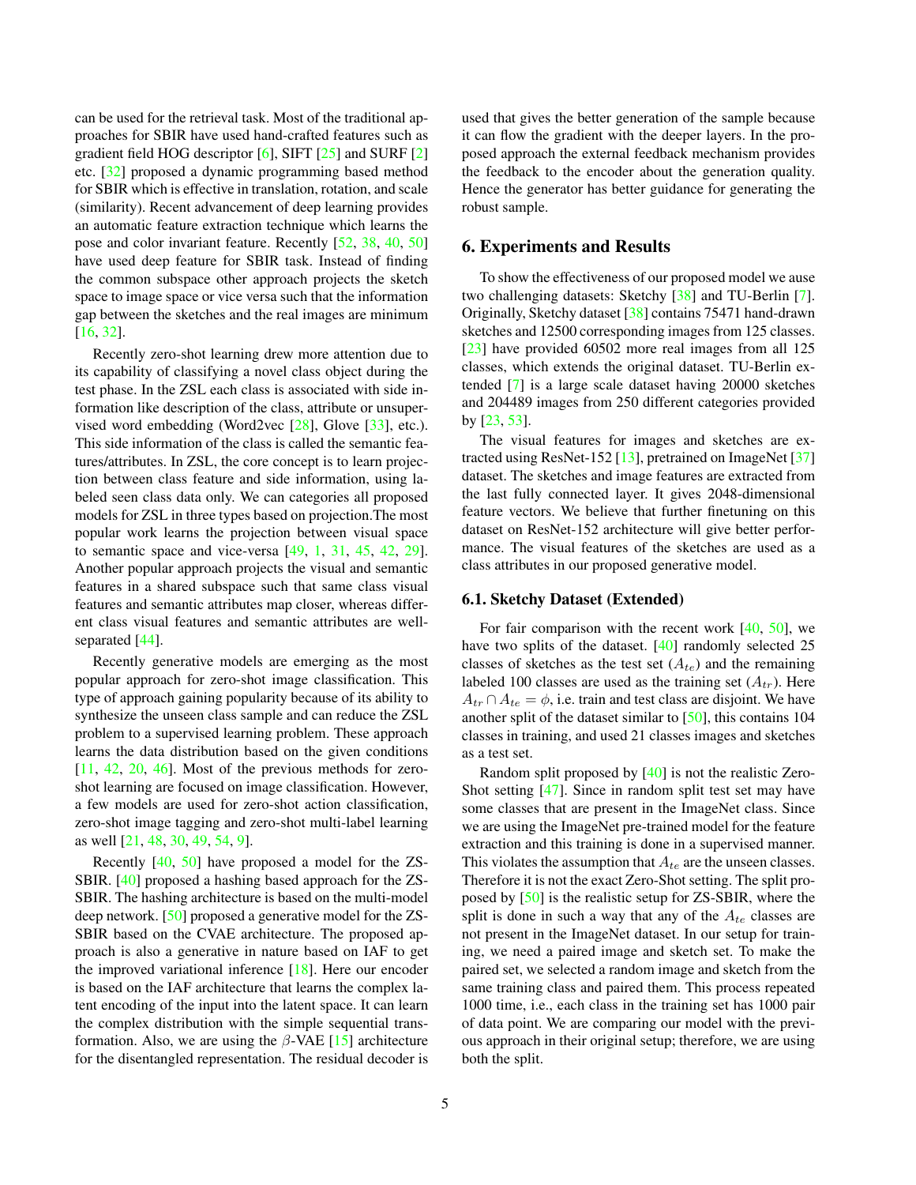can be used for the retrieval task. Most of the traditional approaches for SBIR have used hand-crafted features such as gradient field HOG descriptor [6], SIFT [25] and SURF [2] etc. [32] proposed a dynamic programming based method for SBIR which is effective in translation, rotation, and scale (similarity). Recent advancement of deep learning provides an automatic feature extraction technique which learns the pose and color invariant feature. Recently [52, 38, 40, 50] have used deep feature for SBIR task. Instead of finding the common subspace other approach projects the sketch space to image space or vice versa such that the information gap between the sketches and the real images are minimum [16, 32].

Recently zero-shot learning drew more attention due to its capability of classifying a novel class object during the test phase. In the ZSL each class is associated with side information like description of the class, attribute or unsupervised word embedding (Word2vec [28], Glove [33], etc.). This side information of the class is called the semantic features/attributes. In ZSL, the core concept is to learn projection between class feature and side information, using labeled seen class data only. We can categories all proposed models for ZSL in three types based on projection.The most popular work learns the projection between visual space to semantic space and vice-versa [49, 1, 31, 45, 42, 29]. Another popular approach projects the visual and semantic features in a shared subspace such that same class visual features and semantic attributes map closer, whereas different class visual features and semantic attributes are well-separated [44].

Recently generative models are emerging as the most popular approach for zero-shot image classification. This type of approach gaining popularity because of its ability to synthesize the unseen class sample and can reduce the ZSL problem to a supervised learning problem. These approach learns the data distribution based on the given conditions [11, 42, 20, 46]. Most of the previous methods for zero-shot learning are focused on image classification. However, a few models are used for zero-shot action classification, zero-shot image tagging and zero-shot multi-label learning as well [21, 48, 30, 49, 54, 9].

Recently [40, 50] have proposed a model for the ZS-SBIR. [40] proposed a hashing based approach for the ZS-SBIR. The hashing architecture is based on the multi-model deep network. [50] proposed a generative model for the ZS-SBIR based on the CVAE architecture. The proposed approach is also a generative in nature based on IAF to get the improved variational inference [18]. Here our encoder is based on the IAF architecture that learns the complex latent encoding of the input into the latent space. It can learn the complex distribution with the simple sequential transformation. Also, we are using the $\beta$-VAE [15] architecture for the disentangled representation. The residual decoder is used that gives the better generation of the sample because it can flow the gradient with the deeper layers. In the proposed approach the external feedback mechanism provides the feedback to the encoder about the generation quality. Hence the generator has better guidance for generating the robust sample.

## 6. Experiments and Results

To show the effectiveness of our proposed model we ause two challenging datasets: Sketchy [38] and TU-Berlin [7]. Originally, Sketchy dataset [38] contains 75471 hand-drawn sketches and 12500 corresponding images from 125 classes. [23] have provided 60502 more real images from all 125 classes, which extends the original dataset. TU-Berlin extended [7] is a large scale dataset having 20000 sketches and 204489 images from 250 different categories provided by [23, 53].

The visual features for images and sketches are extracted using ResNet-152 [13], pretrained on ImageNet [37] dataset. The sketches and image features are extracted from the last fully connected layer. It gives 2048-dimensional feature vectors. We believe that further finetuning on this dataset on ResNet-152 architecture will give better performance. The visual features of the sketches are used as a class attributes in our proposed generative model.

### 6.1. Sketchy Dataset (Extended)

For fair comparison with the recent work [40, 50], we have two splits of the dataset. [40] randomly selected 25 classes of sketches as the test set ($A_{te}$) and the remaining labeled 100 classes are used as the training set ($A_{tr}$). Here $A_{tr} \cap A_{te} = \phi$, i.e. train and test class are disjoint. We have another split of the dataset similar to [50], this contains 104 classes in training, and used 21 classes images and sketches as a test set.

Random split proposed by [40] is not the realistic Zero-Shot setting [47]. Since in random split test set may have some classes that are present in the ImageNet class. Since we are using the ImageNet pre-trained model for the feature extraction and this training is done in a supervised manner. This violates the assumption that $A_{te}$ are the unseen classes. Therefore it is not the exact Zero-Shot setting. The split proposed by [50] is the realistic setup for ZS-SBIR, where the split is done in such a way that any of the $A_{te}$ classes are not present in the ImageNet dataset. In our setup for training, we need a paired image and sketch set. To make the paired set, we selected a random image and sketch from the same training class and paired them. This process repeated 1000 time, i.e., each class in the training set has 1000 pair of data point. We are comparing our model with the previous approach in their original setup; therefore, we are using both the split.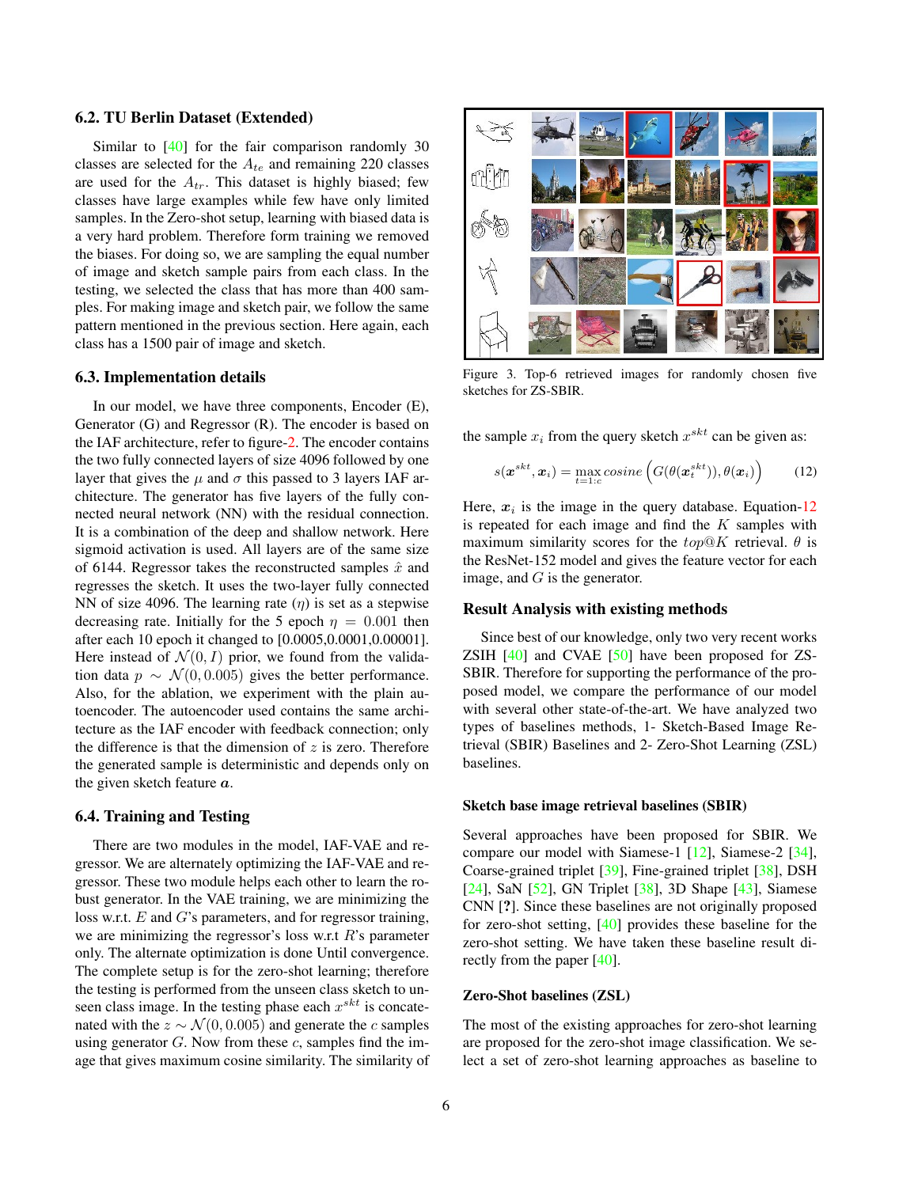## 6.2. TU Berlin Dataset (Extended)

Similar to [40] for the fair comparison randomly 30 classes are selected for the $A_{te}$ and remaining 220 classes are used for the $A_{tr}$. This dataset is highly biased; few classes have large examples while few have only limited samples. In the Zero-shot setup, learning with biased data is a very hard problem. Therefore form training we removed the biases. For doing so, we are sampling the equal number of image and sketch sample pairs from each class. In the testing, we selected the class that has more than 400 samples. For making image and sketch pair, we follow the same pattern mentioned in the previous section. Here again, each class has a 1500 pair of image and sketch.

## 6.3. Implementation details

In our model, we have three components, Encoder (E), Generator (G) and Regressor (R). The encoder is based on the IAF architecture, refer to figure-2. The encoder contains the two fully connected layers of size 4096 followed by one layer that gives the $\mu$ and $\sigma$ this passed to 3 layers IAF architecture. The generator has five layers of the fully connected neural network (NN) with the residual connection. It is a combination of the deep and shallow network. Here sigmoid activation is used. All layers are of the same size of 6144. Regressor takes the reconstructed samples $\hat{x}$ and regresses the sketch. It uses the two-layer fully connected NN of size 4096. The learning rate ($\eta$) is set as a stepwise decreasing rate. Initially for the 5 epoch $\eta = 0.001$ then after each 10 epoch it changed to [0.0005,0.0001,0.00001]. Here instead of $\mathcal{N}(0, I)$ prior, we found from the validation data $p \sim \mathcal{N}(0, 0.005)$ gives the better performance. Also, for the ablation, we experiment with the plain autoencoder. The autoencoder used contains the same architecture as the IAF encoder with feedback connection; only the difference is that the dimension of $z$ is zero. Therefore the generated sample is deterministic and depends only on the given sketch feature $\boldsymbol{a}$.

## 6.4. Training and Testing

There are two modules in the model, IAF-VAE and regressor. We are alternately optimizing the IAF-VAE and regressor. These two module helps each other to learn the robust generator. In the VAE training, we are minimizing the loss w.r.t. $E$ and $G$'s parameters, and for regressor training, we are minimizing the regressor's loss w.r.t $R$'s parameter only. The alternate optimization is done Until convergence. The complete setup is for the zero-shot learning; therefore the testing is performed from the unseen class sketch to unseen class image. In the testing phase each $x^{skt}$ is concatenated with the $z \sim \mathcal{N}(0, 0.005)$ and generate the $c$ samples using generator $G$. Now from these $c$, samples find the image that gives maximum cosine similarity. The similarity of the sample $x_i$ from the query sketch $x^{skt}$ can be given as:

$$s(\boldsymbol{x}^{skt}, \boldsymbol{x}_i) = \max_{t=1:c} cosine\left(G(\theta(\boldsymbol{x}_t^{skt})), \theta(\boldsymbol{x}_i)\right) \tag{12}$$

Here, $\boldsymbol{x}_i$ is the image in the query database. Equation-12 is repeated for each image and find the $K$ samples with maximum similarity scores for the $top@K$ retrieval. $\theta$ is the ResNet-152 model and gives the feature vector for each image, and $G$ is the generator.

Figure 3. Top-6 retrieved images for randomly chosen five sketches for ZS-SBIR.

### Result Analysis with existing methods

Since best of our knowledge, only two very recent works ZSIH [40] and CVAE [50] have been proposed for ZS-SBIR. Therefore for supporting the performance of the proposed model, we compare the performance of our model with several other state-of-the-art. We have analyzed two types of baselines methods, 1- Sketch-Based Image Retrieval (SBIR) Baselines and 2- Zero-Shot Learning (ZSL) baselines.

#### Sketch base image retrieval baselines (SBIR)

Several approaches have been proposed for SBIR. We compare our model with Siamese-1 [12], Siamese-2 [34], Coarse-grained triplet [39], Fine-grained triplet [38], DSH [24], SaN [52], GN Triplet [38], 3D Shape [43], Siamese CNN [?]. Since these baselines are not originally proposed for zero-shot setting, [40] provides these baseline for the zero-shot setting. We have taken these baseline result directly from the paper [40].

#### Zero-Shot baselines (ZSL)

The most of the existing approaches for zero-shot learning are proposed for the zero-shot image classification. We select a set of zero-shot learning approaches as baseline to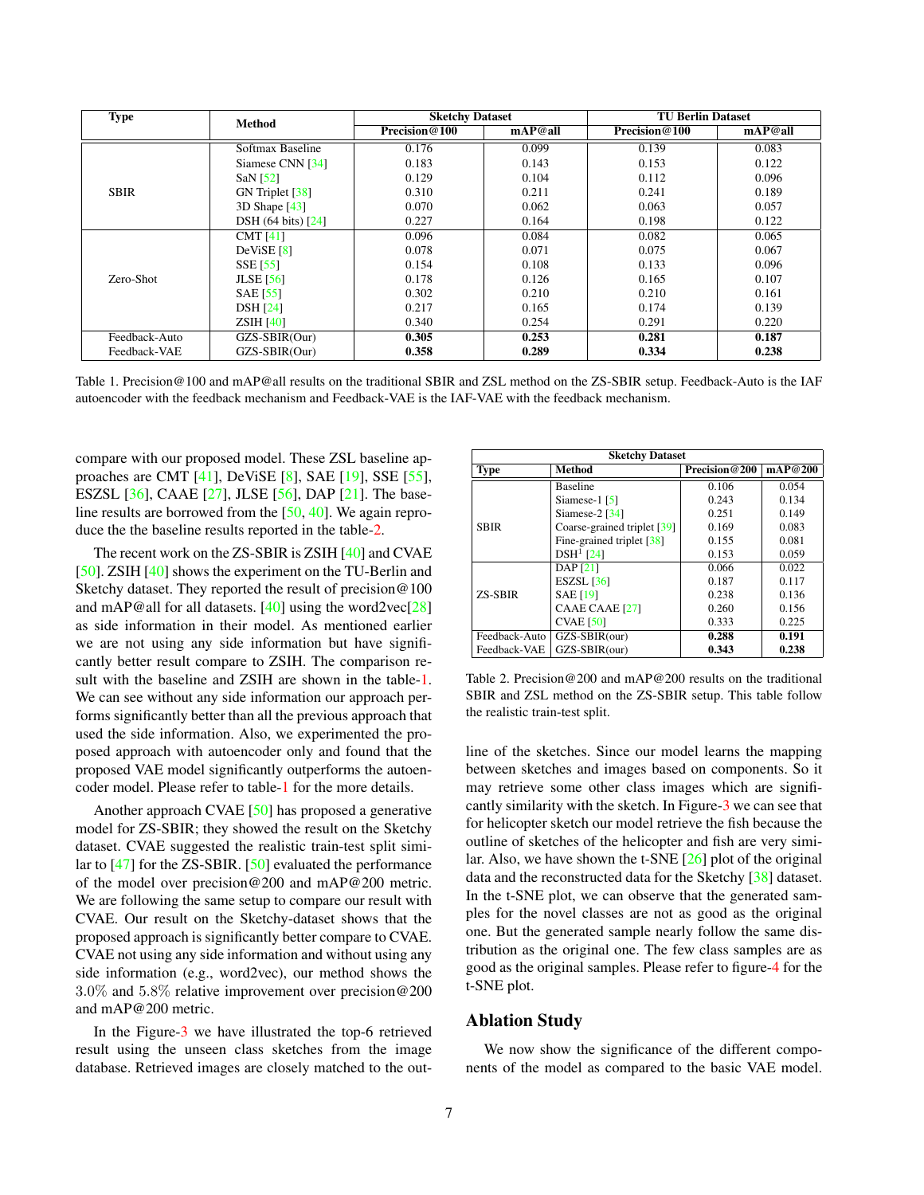| Type | Method | Sketchy Dataset | | TU Berlin Dataset | |
|---|---|---|---|---|---|
| | | Precision@100 | mAP@all | Precision@100 | mAP@all |
| SBIR | Softmax Baseline | 0.176 | 0.099 | 0.139 | 0.083 |
| | Siamese CNN [34] | 0.183 | 0.143 | 0.153 | 0.122 |
| | SaN [52] | 0.129 | 0.104 | 0.112 | 0.096 |
| | GN Triplet [38] | 0.310 | 0.211 | 0.241 | 0.189 |
| | 3D Shape [43] | 0.070 | 0.062 | 0.063 | 0.057 |
| | DSH (64 bits) [24] | 0.227 | 0.164 | 0.198 | 0.122 |
| Zero-Shot | CMT [41] | 0.096 | 0.084 | 0.082 | 0.065 |
| | DeViSE [8] | 0.078 | 0.071 | 0.075 | 0.067 |
| | SSE [55] | 0.154 | 0.108 | 0.133 | 0.096 |
| | JLSE [56] | 0.178 | 0.126 | 0.165 | 0.107 |
| | SAE [55] | 0.302 | 0.210 | 0.210 | 0.161 |
| | DSH [24] | 0.217 | 0.165 | 0.174 | 0.139 |
| | ZSIH [40] | 0.340 | 0.254 | 0.291 | 0.220 |
| Feedback-Auto | GZS-SBIR(Our) | **0.305** | **0.253** | **0.281** | **0.187** |
| Feedback-VAE | GZS-SBIR(Our) | **0.358** | **0.289** | **0.334** | **0.238** |

Table 1. Precision@100 and mAP@all results on the traditional SBIR and ZSL method on the ZS-SBIR setup. Feedback-Auto is the IAF autoencoder with the feedback mechanism and Feedback-VAE is the IAF-VAE with the feedback mechanism.

compare with our proposed model. These ZSL baseline approaches are CMT [41], DeViSE [8], SAE [19], SSE [55], ESZSL [36], CAAE [27], JLSE [56], DAP [21]. The baseline results are borrowed from the [50, 40]. We again reproduce the the baseline results reported in the table-2.

The recent work on the ZS-SBIR is ZSIH [40] and CVAE [50]. ZSIH [40] shows the experiment on the TU-Berlin and Sketchy dataset. They reported the result of precision@100 and mAP@all for all datasets. [40] using the word2vec[28] as side information in their model. As mentioned earlier we are not using any side information but have significantly better result compare to ZSIH. The comparison result with the baseline and ZSIH are shown in the table-1. We can see without any side information our approach performs significantly better than all the previous approach that used the side information. Also, we experimented the proposed approach with autoencoder only and found that the proposed VAE model significantly outperforms the autoencoder model. Please refer to table-1 for the more details.

Another approach CVAE [50] has proposed a generative model for ZS-SBIR; they showed the result on the Sketchy dataset. CVAE suggested the realistic train-test split similar to [47] for the ZS-SBIR. [50] evaluated the performance of the model over precision@200 and mAP@200 metric. We are following the same setup to compare our result with CVAE. Our result on the Sketchy-dataset shows that the proposed approach is significantly better compare to CVAE. CVAE not using any side information and without using any side information (e.g., word2vec), our method shows the $3.0\%$ and $5.8\%$ relative improvement over precision@200 and mAP@200 metric.

In the Figure-3 we have illustrated the top-6 retrieved result using the unseen class sketches from the image database. Retrieved images are closely matched to the outline of the sketches. Since our model learns the mapping between sketches and images based on components. So it may retrieve some other class images which are significantly similarity with the sketch. In Figure-3 we can see that for helicopter sketch our model retrieve the fish because the outline of sketches of the helicopter and fish are very similar. Also, we have shown the t-SNE [26] plot of the original data and the reconstructed data for the Sketchy [38] dataset. In the t-SNE plot, we can observe that the generated samples for the novel classes are not as good as the original one. But the generated sample nearly follow the same distribution as the original one. The few class samples are as good as the original samples. Please refer to figure-4 for the t-SNE plot.

| Type | Method | Sketchy Dataset | |
|---|---|---|---|
| | | Precision@200 | mAP@200 |
| SBIR | Baseline | 0.106 | 0.054 |
| | Siamese-1 [5] | 0.243 | 0.134 |
| | Siamese-2 [34] | 0.251 | 0.149 |
| | Coarse-grained triplet [39] | 0.169 | 0.083 |
| | Fine-grained triplet [38] | 0.155 | 0.081 |
| | DSH[1] [24] | 0.153 | 0.059 |
| ZS-SBIR | DAP [21] | 0.066 | 0.022 |
| | ESZSL [36] | 0.187 | 0.117 |
| | SAE [19] | 0.238 | 0.136 |
| | CAAE CAAE [27] | 0.260 | 0.156 |
| | CVAE [50] | 0.333 | 0.225 |
| Feedback-Auto | GZS-SBIR(our) | **0.288** | **0.191** |
| Feedback-VAE | GZS-SBIR(our) | **0.343** | **0.238** |

Table 2. Precision@200 and mAP@200 results on the traditional SBIR and ZSL method on the ZS-SBIR setup. This table follow the realistic train-test split.

## Ablation Study

We now show the significance of the different components of the model as compared to the basic VAE model.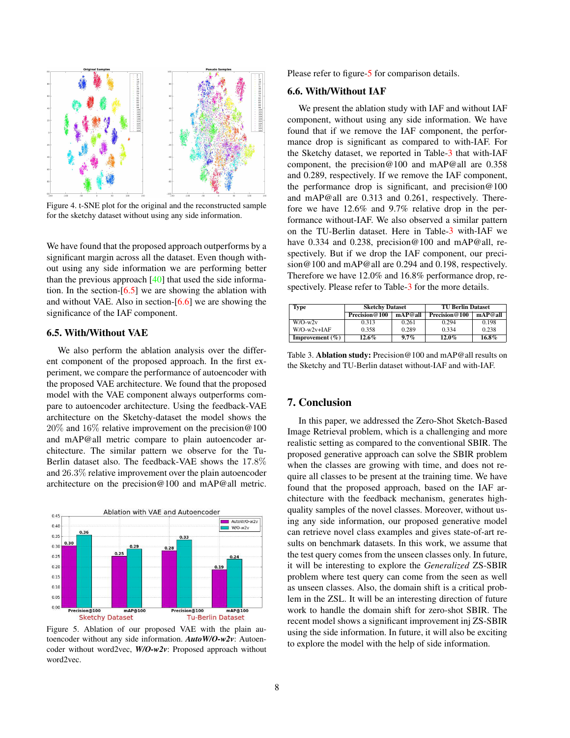Figure 4. t-SNE plot for the original and the reconstructed sample for the sketchy dataset without using any side information.

We have found that the proposed approach outperforms by a significant margin across all the dataset. Even though without using any side information we are performing better than the previous approach [40] that used the side information. In the section-[6.5] we are showing the ablation with and without VAE. Also in section-[6.6] we are showing the significance of the IAF component.

### 6.5. With/Without VAE

We also perform the ablation analysis over the different component of the proposed approach. In the first experiment, we compare the performance of autoencoder with the proposed VAE architecture. We found that the proposed model with the VAE component always outperforms compare to autoencoder architecture. Using the feedback-VAE architecture on the Sketchy-dataset the model shows the 20% and 16% relative improvement on the precision@100 and mAP@all metric compare to plain autoencoder architecture. The similar pattern we observe for the Tu-Berlin dataset also. The feedback-VAE shows the 17.8% and 26.3% relative improvement over the plain autoencoder architecture on the precision@100 and mAP@all metric.

Figure 5. Ablation of our proposed VAE with the plain autoencoder without any side information. ***AutoW/O-w2v***: Autoencoder without word2vec, ***W/O-w2v***: Proposed approach without word2vec.

Please refer to figure-5 for comparison details.

### 6.6. With/Without IAF

We present the ablation study with IAF and without IAF component, without using any side information. We have found that if we remove the IAF component, the performance drop is significant as compared to with-IAF. For the Sketchy dataset, we reported in Table-3 that with-IAF component, the precision@100 and mAP@all are 0.358 and 0.289, respectively. If we remove the IAF component, the performance drop is significant, and precision@100 and mAP@all are 0.313 and 0.261, respectively. Therefore we have 12.6% and 9.7% relative drop in the performance without-IAF. We also observed a similar pattern on the TU-Berlin dataset. Here in Table-3 with-IAF we have 0.334 and 0.238, precision@100 and mAP@all, respectively. But if we drop the IAF component, our precision@100 and mAP@all are 0.294 and 0.198, respectively. Therefore we have 12.0% and 16.8% performance drop, respectively. Please refer to Table-3 for the more details.

| Type | Sketchy Dataset | | TU Berlin Dataset | |
|---|---|---|---|---|
| | Precision@100 | mAP@all | Precision@100 | mAP@all |
| W/O-w2v | 0.313 | 0.261 | 0.294 | 0.198 |
| W/O-w2v+IAF | 0.358 | 0.289 | 0.334 | 0.238 |
| **Improvement (%)** | **12.6%** | **9.7%** | **12.0%** | **16.8%** |

Table 3. **Ablation study:** Precision@100 and mAP@all results on the Sketchy and TU-Berlin dataset without-IAF and with-IAF.

## 7. Conclusion

In this paper, we addressed the Zero-Shot Sketch-Based Image Retrieval problem, which is a challenging and more realistic setting as compared to the conventional SBIR. The proposed generative approach can solve the SBIR problem when the classes are growing with time, and does not require all classes to be present at the training time. We have found that the proposed approach, based on the IAF architecture with the feedback mechanism, generates high-quality samples of the novel classes. Moreover, without using any side information, our proposed generative model can retrieve novel class examples and gives state-of-art results on benchmark datasets. In this work, we assume that the test query comes from the unseen classes only. In future, it will be interesting to explore the *Generalized* ZS-SBIR problem where test query can come from the seen as well as unseen classes. Also, the domain shift is a critical problem in the ZSL. It will be an interesting direction of future work to handle the domain shift for zero-shot SBIR. The recent model shows a significant improvement inj ZS-SBIR using the side information. In future, it will also be exciting to explore the model with the help of side information.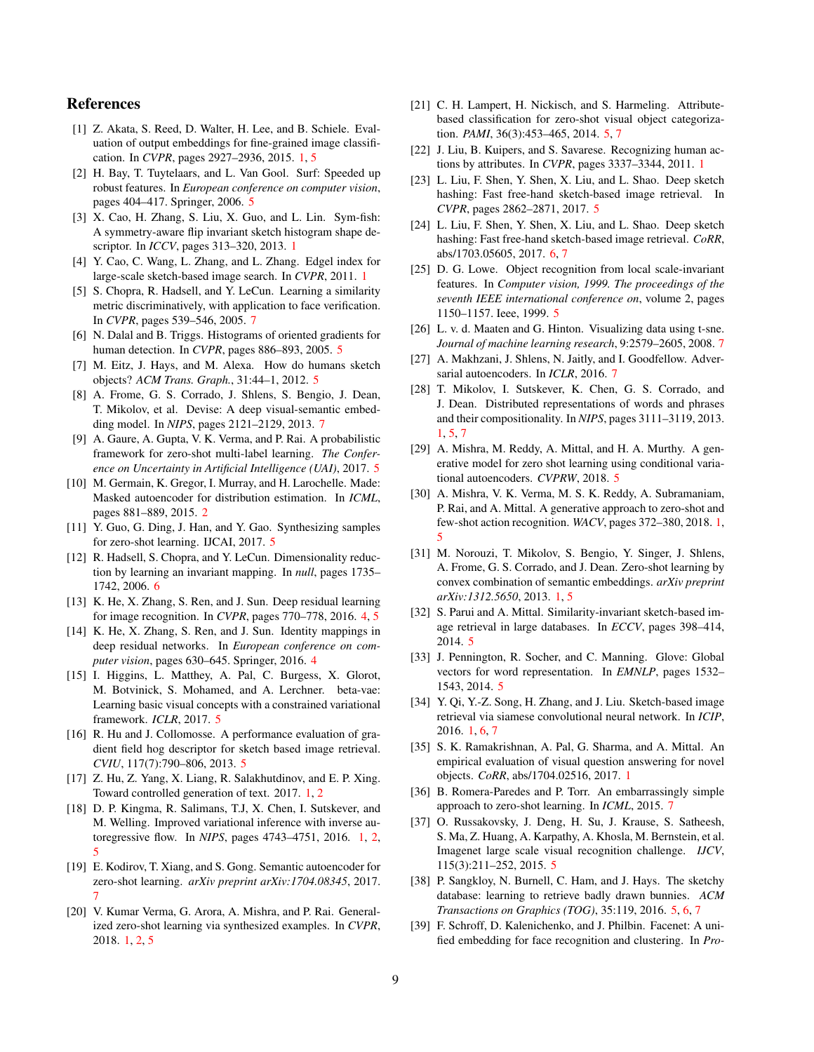## References

[1] Z. Akata, S. Reed, D. Walter, H. Lee, and B. Schiele. Evaluation of output embeddings for fine-grained image classification. In *CVPR*, pages 2927–2936, 2015. 1, 5

[2] H. Bay, T. Tuytelaars, and L. Van Gool. Surf: Speeded up robust features. In *European conference on computer vision*, pages 404–417. Springer, 2006. 5

[3] X. Cao, H. Zhang, S. Liu, X. Guo, and L. Lin. Sym-fish: A symmetry-aware flip invariant sketch histogram shape descriptor. In *ICCV*, pages 313–320, 2013. 1

[4] Y. Cao, C. Wang, L. Zhang, and L. Zhang. Edgel index for large-scale sketch-based image search. In *CVPR*, 2011. 1

[5] S. Chopra, R. Hadsell, and Y. LeCun. Learning a similarity metric discriminatively, with application to face verification. In *CVPR*, pages 539–546, 2005. 7

[6] N. Dalal and B. Triggs. Histograms of oriented gradients for human detection. In *CVPR*, pages 886–893, 2005. 5

[7] M. Eitz, J. Hays, and M. Alexa. How do humans sketch objects? *ACM Trans. Graph.*, 31:44–1, 2012. 5

[8] A. Frome, G. S. Corrado, J. Shlens, S. Bengio, J. Dean, T. Mikolov, et al. Devise: A deep visual-semantic embedding model. In *NIPS*, pages 2121–2129, 2013. 7

[9] A. Gaure, A. Gupta, V. K. Verma, and P. Rai. A probabilistic framework for zero-shot multi-label learning. *The Conference on Uncertainty in Artificial Intelligence (UAI)*, 2017. 5

[10] M. Germain, K. Gregor, I. Murray, and H. Larochelle. Made: Masked autoencoder for distribution estimation. In *ICML*, pages 881–889, 2015. 2

[11] Y. Guo, G. Ding, J. Han, and Y. Gao. Synthesizing samples for zero-shot learning. IJCAI, 2017. 5

[12] R. Hadsell, S. Chopra, and Y. LeCun. Dimensionality reduction by learning an invariant mapping. In *null*, pages 1735–1742, 2006. 6

[13] K. He, X. Zhang, S. Ren, and J. Sun. Deep residual learning for image recognition. In *CVPR*, pages 770–778, 2016. 4, 5

[14] K. He, X. Zhang, S. Ren, and J. Sun. Identity mappings in deep residual networks. In *European conference on computer vision*, pages 630–645. Springer, 2016. 4

[15] I. Higgins, L. Matthey, A. Pal, C. Burgess, X. Glorot, M. Botvinick, S. Mohamed, and A. Lerchner. beta-vae: Learning basic visual concepts with a constrained variational framework. *ICLR*, 2017. 5

[16] R. Hu and J. Collomosse. A performance evaluation of gradient field hog descriptor for sketch based image retrieval. *CVIU*, 117(7):790–806, 2013. 5

[17] Z. Hu, Z. Yang, X. Liang, R. Salakhutdinov, and E. P. Xing. Toward controlled generation of text. 2017. 1, 2

[18] D. P. Kingma, R. Salimans, T.J, X. Chen, I. Sutskever, and M. Welling. Improved variational inference with inverse autoregressive flow. In *NIPS*, pages 4743–4751, 2016. 1, 2, 5

[19] E. Kodirov, T. Xiang, and S. Gong. Semantic autoencoder for zero-shot learning. *arXiv preprint arXiv:1704.08345*, 2017. 7

[20] V. Kumar Verma, G. Arora, A. Mishra, and P. Rai. Generalized zero-shot learning via synthesized examples. In *CVPR*, 2018. 1, 2, 5

[21] C. H. Lampert, H. Nickisch, and S. Harmeling. Attribute-based classification for zero-shot visual object categorization. *PAMI*, 36(3):453–465, 2014. 5, 7

[22] J. Liu, B. Kuipers, and S. Savarese. Recognizing human actions by attributes. In *CVPR*, pages 3337–3344, 2011. 1

[23] L. Liu, F. Shen, Y. Shen, X. Liu, and L. Shao. Deep sketch hashing: Fast free-hand sketch-based image retrieval. In *CVPR*, pages 2862–2871, 2017. 5

[24] L. Liu, F. Shen, Y. Shen, X. Liu, and L. Shao. Deep sketch hashing: Fast free-hand sketch-based image retrieval. *CoRR*, abs/1703.05605, 2017. 6, 7

[25] D. G. Lowe. Object recognition from local scale-invariant features. In *Computer vision, 1999. The proceedings of the seventh IEEE international conference on*, volume 2, pages 1150–1157. Ieee, 1999. 5

[26] L. v. d. Maaten and G. Hinton. Visualizing data using t-sne. *Journal of machine learning research*, 9:2579–2605, 2008. 7

[27] A. Makhzani, J. Shlens, N. Jaitly, and I. Goodfellow. Adversarial autoencoders. In *ICLR*, 2016. 7

[28] T. Mikolov, I. Sutskever, K. Chen, G. S. Corrado, and J. Dean. Distributed representations of words and phrases and their compositionality. In *NIPS*, pages 3111–3119, 2013. 1, 5, 7

[29] A. Mishra, M. Reddy, A. Mittal, and H. A. Murthy. A generative model for zero shot learning using conditional variational autoencoders. *CVPRW*, 2018. 5

[30] A. Mishra, V. K. Verma, M. S. K. Reddy, A. Subramaniam, P. Rai, and A. Mittal. A generative approach to zero-shot and few-shot action recognition. *WACV*, pages 372–380, 2018. 1, 5

[31] M. Norouzi, T. Mikolov, S. Bengio, Y. Singer, J. Shlens, A. Frome, G. S. Corrado, and J. Dean. Zero-shot learning by convex combination of semantic embeddings. *arXiv preprint arXiv:1312.5650*, 2013. 1, 5

[32] S. Parui and A. Mittal. Similarity-invariant sketch-based image retrieval in large databases. In *ECCV*, pages 398–414, 2014. 5

[33] J. Pennington, R. Socher, and C. Manning. Glove: Global vectors for word representation. In *EMNLP*, pages 1532–1543, 2014. 5

[34] Y. Qi, Y.-Z. Song, H. Zhang, and J. Liu. Sketch-based image retrieval via siamese convolutional neural network. In *ICIP*, 2016. 1, 6, 7

[35] S. K. Ramakrishnan, A. Pal, G. Sharma, and A. Mittal. An empirical evaluation of visual question answering for novel objects. *CoRR*, abs/1704.02516, 2017. 1

[36] B. Romera-Paredes and P. Torr. An embarrassingly simple approach to zero-shot learning. In *ICML*, 2015. 7

[37] O. Russakovsky, J. Deng, H. Su, J. Krause, S. Satheesh, S. Ma, Z. Huang, A. Karpathy, A. Khosla, M. Bernstein, et al. Imagenet large scale visual recognition challenge. *IJCV*, 115(3):211–252, 2015. 5

[38] P. Sangkloy, N. Burnell, C. Ham, and J. Hays. The sketchy database: learning to retrieve badly drawn bunnies. *ACM Transactions on Graphics (TOG)*, 35:119, 2016. 5, 6, 7

[39] F. Schroff, D. Kalenichenko, and J. Philbin. Facenet: A unified embedding for face recognition and clustering. In *Pro-*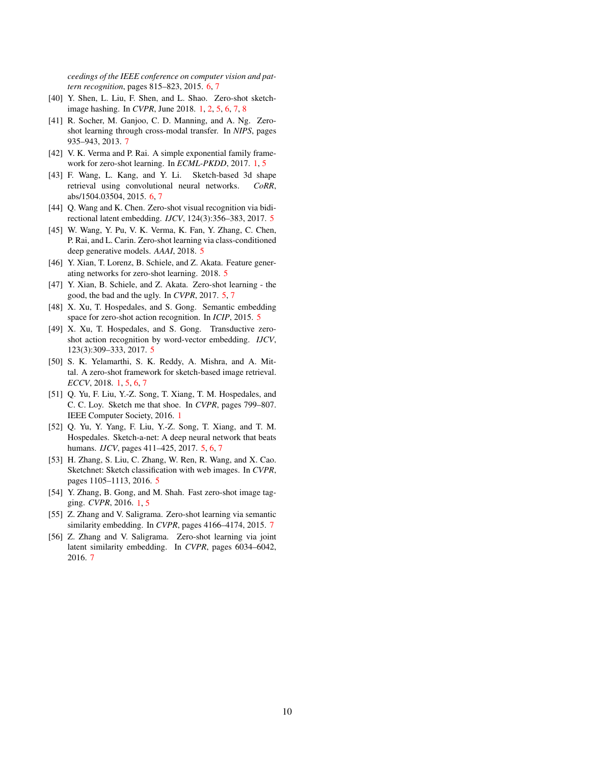ceedings of the IEEE conference on computer vision and pattern recognition*, pages 815–823, 2015. 6, 7

[40] Y. Shen, L. Liu, F. Shen, and L. Shao. Zero-shot sketch-image hashing. In *CVPR*, June 2018. 1, 2, 5, 6, 7, 8

[41] R. Socher, M. Ganjoo, C. D. Manning, and A. Ng. Zero-shot learning through cross-modal transfer. In *NIPS*, pages 935–943, 2013. 7

[42] V. K. Verma and P. Rai. A simple exponential family framework for zero-shot learning. In *ECML-PKDD*, 2017. 1, 5

[43] F. Wang, L. Kang, and Y. Li. Sketch-based 3d shape retrieval using convolutional neural networks. *CoRR*, abs/1504.03504, 2015. 6, 7

[44] Q. Wang and K. Chen. Zero-shot visual recognition via bidirectional latent embedding. *IJCV*, 124(3):356–383, 2017. 5

[45] W. Wang, Y. Pu, V. K. Verma, K. Fan, Y. Zhang, C. Chen, P. Rai, and L. Carin. Zero-shot learning via class-conditioned deep generative models. *AAAI*, 2018. 5

[46] Y. Xian, T. Lorenz, B. Schiele, and Z. Akata. Feature generating networks for zero-shot learning. 2018. 5

[47] Y. Xian, B. Schiele, and Z. Akata. Zero-shot learning - the good, the bad and the ugly. In *CVPR*, 2017. 5, 7

[48] X. Xu, T. Hospedales, and S. Gong. Semantic embedding space for zero-shot action recognition. In *ICIP*, 2015. 5

[49] X. Xu, T. Hospedales, and S. Gong. Transductive zero-shot action recognition by word-vector embedding. *IJCV*, 123(3):309–333, 2017. 5

[50] S. K. Yelamarthi, S. K. Reddy, A. Mishra, and A. Mittal. A zero-shot framework for sketch-based image retrieval. *ECCV*, 2018. 1, 5, 6, 7

[51] Q. Yu, F. Liu, Y.-Z. Song, T. Xiang, T. M. Hospedales, and C. C. Loy. Sketch me that shoe. In *CVPR*, pages 799–807. IEEE Computer Society, 2016. 1

[52] Q. Yu, Y. Yang, F. Liu, Y.-Z. Song, T. Xiang, and T. M. Hospedales. Sketch-a-net: A deep neural network that beats humans. *IJCV*, pages 411–425, 2017. 5, 6, 7

[53] H. Zhang, S. Liu, C. Zhang, W. Ren, R. Wang, and X. Cao. Sketchnet: Sketch classification with web images. In *CVPR*, pages 1105–1113, 2016. 5

[54] Y. Zhang, B. Gong, and M. Shah. Fast zero-shot image tagging. *CVPR*, 2016. 1, 5

[55] Z. Zhang and V. Saligrama. Zero-shot learning via semantic similarity embedding. In *CVPR*, pages 4166–4174, 2015. 7

[56] Z. Zhang and V. Saligrama. Zero-shot learning via joint latent similarity embedding. In *CVPR*, pages 6034–6042, 2016. 7